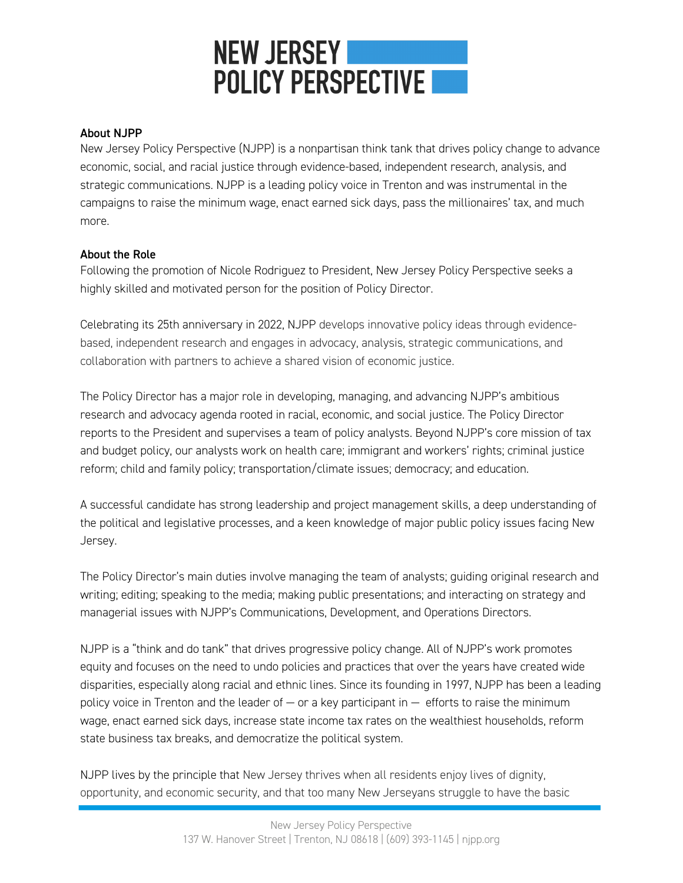# NEW JERSEY POLICY PERSPECTIVE

**About NJPP**

New Jersey Policy Perspective (NJPP) is a nonpartisan think tank that drives policy change to advance economic, social, and racial justice through evidence-based, independent research, analysis, and strategic communications. NJPP is a leading policy voice in Trenton and was instrumental in the campaigns to raise the minimum wage, enact earned sick days, pass the millionaires' tax, and much more.

**About the Role**

Following the promotion of Nicole Rodriguez to President, New Jersey Policy Perspective seeks a highly skilled and motivated person for the position of Policy Director.

Celebrating its 25th anniversary in 2022, NJPP develops innovative policy ideas through evidence-based, independent research and engages in advocacy, analysis, strategic communications, and collaboration with partners to achieve a shared vision of economic justice.

The Policy Director has a major role in developing, managing, and advancing NJPP's ambitious research and advocacy agenda rooted in racial, economic, and social justice. The Policy Director reports to the President and supervises a team of policy analysts. Beyond NJPP's core mission of tax and budget policy, our analysts work on health care; immigrant and workers' rights; criminal justice reform; child and family policy; transportation/climate issues; democracy; and education.

A successful candidate has strong leadership and project management skills, a deep understanding of the political and legislative processes, and a keen knowledge of major public policy issues facing New Jersey.

The Policy Director's main duties involve managing the team of analysts; guiding original research and writing; editing; speaking to the media; making public presentations; and interacting on strategy and managerial issues with NJPP's Communications, Development, and Operations Directors.

NJPP is a "think and do tank" that drives progressive policy change. All of NJPP's work promotes equity and focuses on the need to undo policies and practices that over the years have created wide disparities, especially along racial and ethnic lines. Since its founding in 1997, NJPP has been a leading policy voice in Trenton and the leader of — or a key participant in — efforts to raise the minimum wage, enact earned sick days, increase state income tax rates on the wealthiest households, reform state business tax breaks, and democratize the political system.

NJPP lives by the principle that New Jersey thrives when all residents enjoy lives of dignity, opportunity, and economic security, and that too many New Jerseyans struggle to have the basic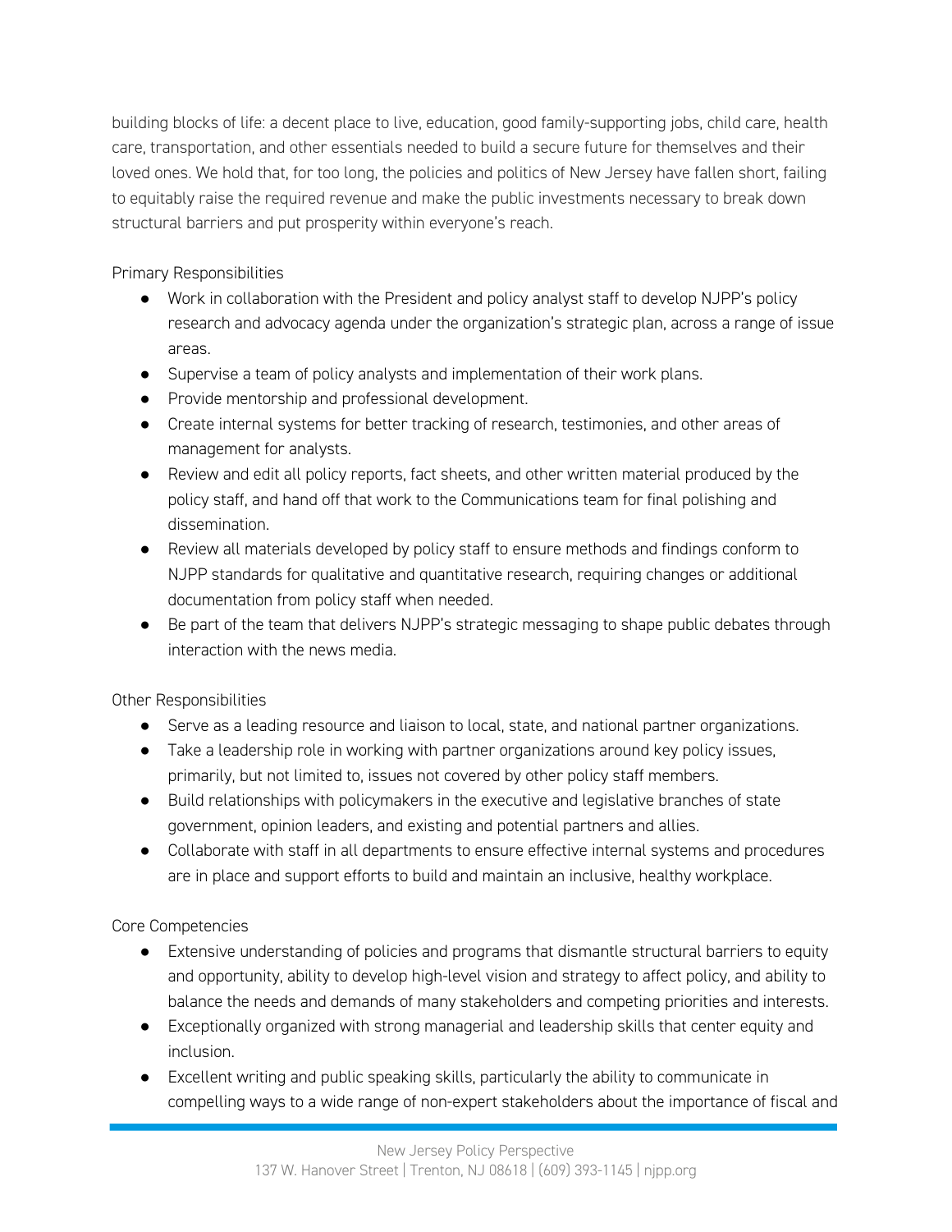building blocks of life: a decent place to live, education, good family-supporting jobs, child care, health care, transportation, and other essentials needed to build a secure future for themselves and their loved ones. We hold that, for too long, the policies and politics of New Jersey have fallen short, failing to equitably raise the required revenue and make the public investments necessary to break down structural barriers and put prosperity within everyone's reach.

Primary Responsibilities

- Work in collaboration with the President and policy analyst staff to develop NJPP's policy research and advocacy agenda under the organization's strategic plan, across a range of issue areas.
- Supervise a team of policy analysts and implementation of their work plans.
- Provide mentorship and professional development.
- Create internal systems for better tracking of research, testimonies, and other areas of management for analysts.
- Review and edit all policy reports, fact sheets, and other written material produced by the policy staff, and hand off that work to the Communications team for final polishing and dissemination.
- Review all materials developed by policy staff to ensure methods and findings conform to NJPP standards for qualitative and quantitative research, requiring changes or additional documentation from policy staff when needed.
- Be part of the team that delivers NJPP's strategic messaging to shape public debates through interaction with the news media.

Other Responsibilities

- Serve as a leading resource and liaison to local, state, and national partner organizations.
- Take a leadership role in working with partner organizations around key policy issues, primarily, but not limited to, issues not covered by other policy staff members.
- Build relationships with policymakers in the executive and legislative branches of state government, opinion leaders, and existing and potential partners and allies.
- Collaborate with staff in all departments to ensure effective internal systems and procedures are in place and support efforts to build and maintain an inclusive, healthy workplace.

Core Competencies

- Extensive understanding of policies and programs that dismantle structural barriers to equity and opportunity, ability to develop high-level vision and strategy to affect policy, and ability to balance the needs and demands of many stakeholders and competing priorities and interests.
- Exceptionally organized with strong managerial and leadership skills that center equity and inclusion.
- Excellent writing and public speaking skills, particularly the ability to communicate in compelling ways to a wide range of non-expert stakeholders about the importance of fiscal and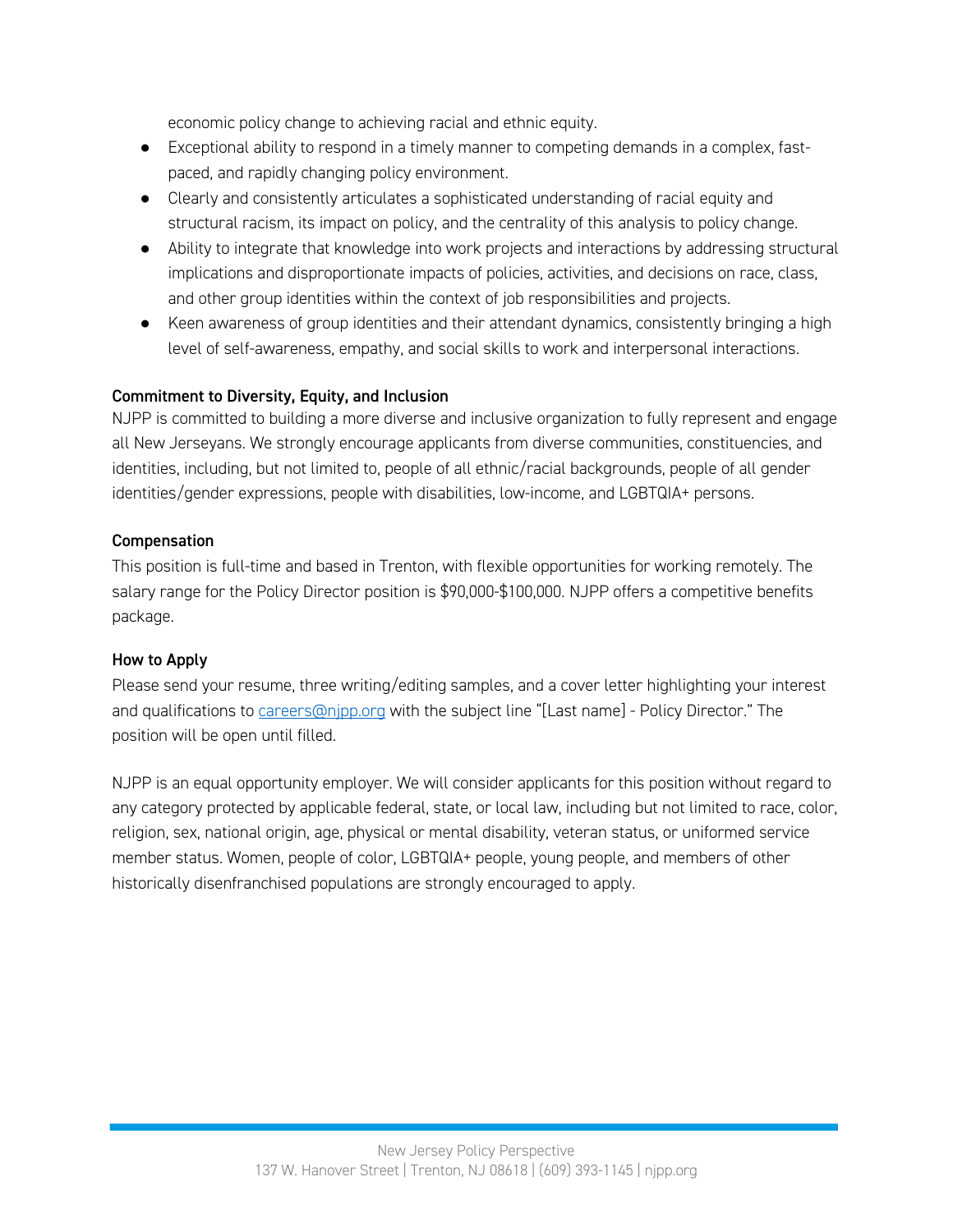economic policy change to achieving racial and ethnic equity.

- Exceptional ability to respond in a timely manner to competing demands in a complex, fast-paced, and rapidly changing policy environment.
- Clearly and consistently articulates a sophisticated understanding of racial equity and structural racism, its impact on policy, and the centrality of this analysis to policy change.
- Ability to integrate that knowledge into work projects and interactions by addressing structural implications and disproportionate impacts of policies, activities, and decisions on race, class, and other group identities within the context of job responsibilities and projects.
- Keen awareness of group identities and their attendant dynamics, consistently bringing a high level of self-awareness, empathy, and social skills to work and interpersonal interactions.

**Commitment to Diversity, Equity, and Inclusion**

NJPP is committed to building a more diverse and inclusive organization to fully represent and engage all New Jerseyans. We strongly encourage applicants from diverse communities, constituencies, and identities, including, but not limited to, people of all ethnic/racial backgrounds, people of all gender identities/gender expressions, people with disabilities, low-income, and LGBTQIA+ persons.

**Compensation**

This position is full-time and based in Trenton, with flexible opportunities for working remotely. The salary range for the Policy Director position is $90,000-$100,000. NJPP offers a competitive benefits package.

**How to Apply**

Please send your resume, three writing/editing samples, and a cover letter highlighting your interest and qualifications to careers@njpp.org with the subject line "[Last name] - Policy Director." The position will be open until filled.

NJPP is an equal opportunity employer. We will consider applicants for this position without regard to any category protected by applicable federal, state, or local law, including but not limited to race, color, religion, sex, national origin, age, physical or mental disability, veteran status, or uniformed service member status. Women, people of color, LGBTQIA+ people, young people, and members of other historically disenfranchised populations are strongly encouraged to apply.